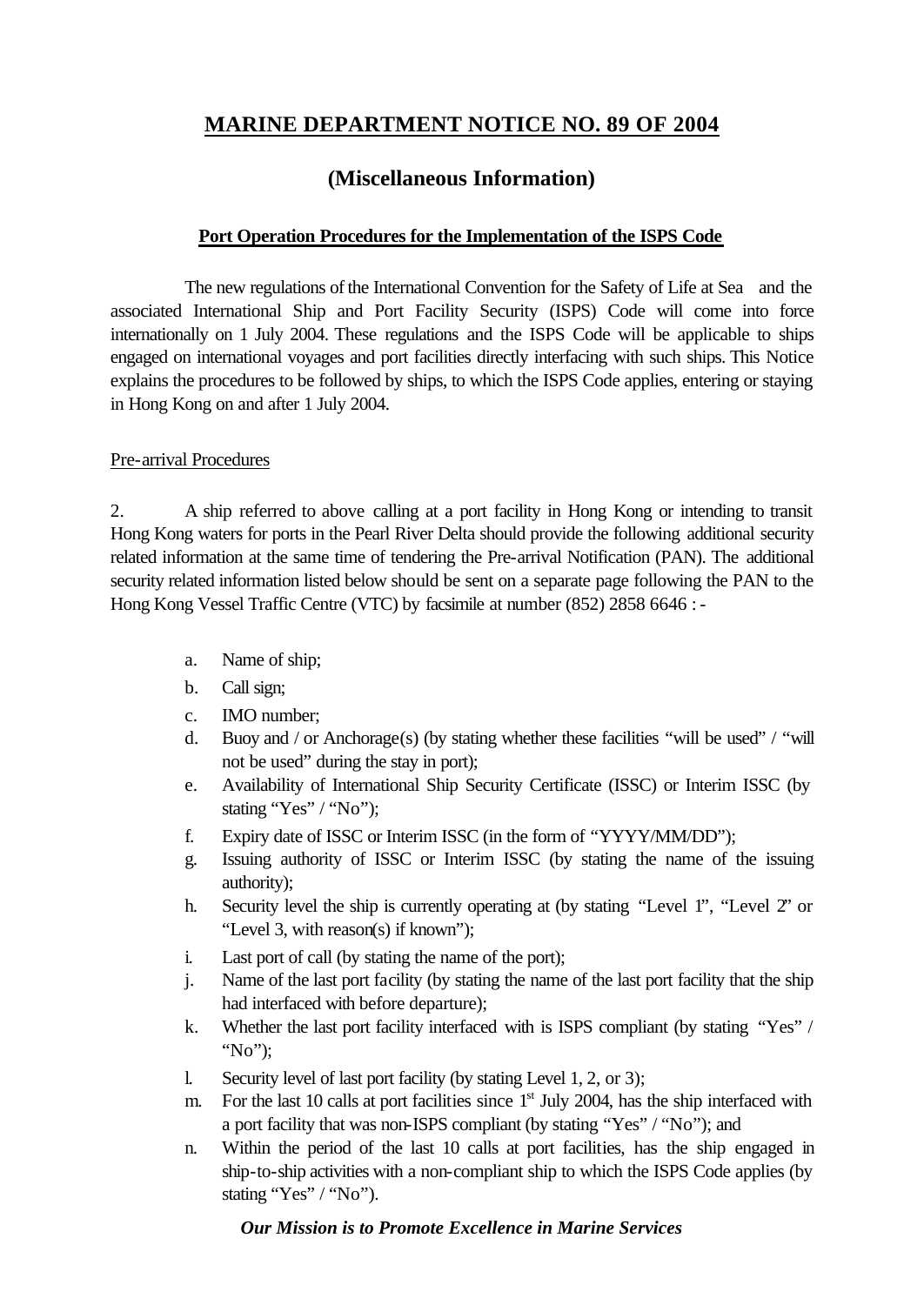# MARINE DEPARTMENT NOTICE NO. 89 OF 2004

## (Miscellaneous Information)

### Port Operation Procedures for the Implementation of the ISPS Code

The new regulations of the International Convention for the Safety of Life at Sea and the associated International Ship and Port Facility Security (ISPS) Code will come into force internationally on 1 July 2004. These regulations and the ISPS Code will be applicable to ships engaged on international voyages and port facilities directly interfacing with such ships. This Notice explains the procedures to be followed by ships, to which the ISPS Code applies, entering or staying in Hong Kong on and after 1 July 2004.

Pre-arrival Procedures

2. A ship referred to above calling at a port facility in Hong Kong or intending to transit Hong Kong waters for ports in the Pearl River Delta should provide the following additional security related information at the same time of tendering the Pre-arrival Notification (PAN). The additional security related information listed below should be sent on a separate page following the PAN to the Hong Kong Vessel Traffic Centre (VTC) by facsimile at number (852) 2858 6646 : -

a. Name of ship;
b. Call sign;
c. IMO number;
d. Buoy and / or Anchorage(s) (by stating whether these facilities "will be used" / "will not be used" during the stay in port);
e. Availability of International Ship Security Certificate (ISSC) or Interim ISSC (by stating "Yes" / "No");
f. Expiry date of ISSC or Interim ISSC (in the form of "YYYY/MM/DD");
g. Issuing authority of ISSC or Interim ISSC (by stating the name of the issuing authority);
h. Security level the ship is currently operating at (by stating "Level 1", "Level 2" or "Level 3, with reason(s) if known");
i. Last port of call (by stating the name of the port);
j. Name of the last port facility (by stating the name of the last port facility that the ship had interfaced with before departure);
k. Whether the last port facility interfaced with is ISPS compliant (by stating "Yes" / "No");
l. Security level of last port facility (by stating Level 1, 2, or 3);
m. For the last 10 calls at port facilities since 1st July 2004, has the ship interfaced with a port facility that was non-ISPS compliant (by stating "Yes" / "No"); and
n. Within the period of the last 10 calls at port facilities, has the ship engaged in ship-to-ship activities with a non-compliant ship to which the ISPS Code applies (by stating "Yes" / "No").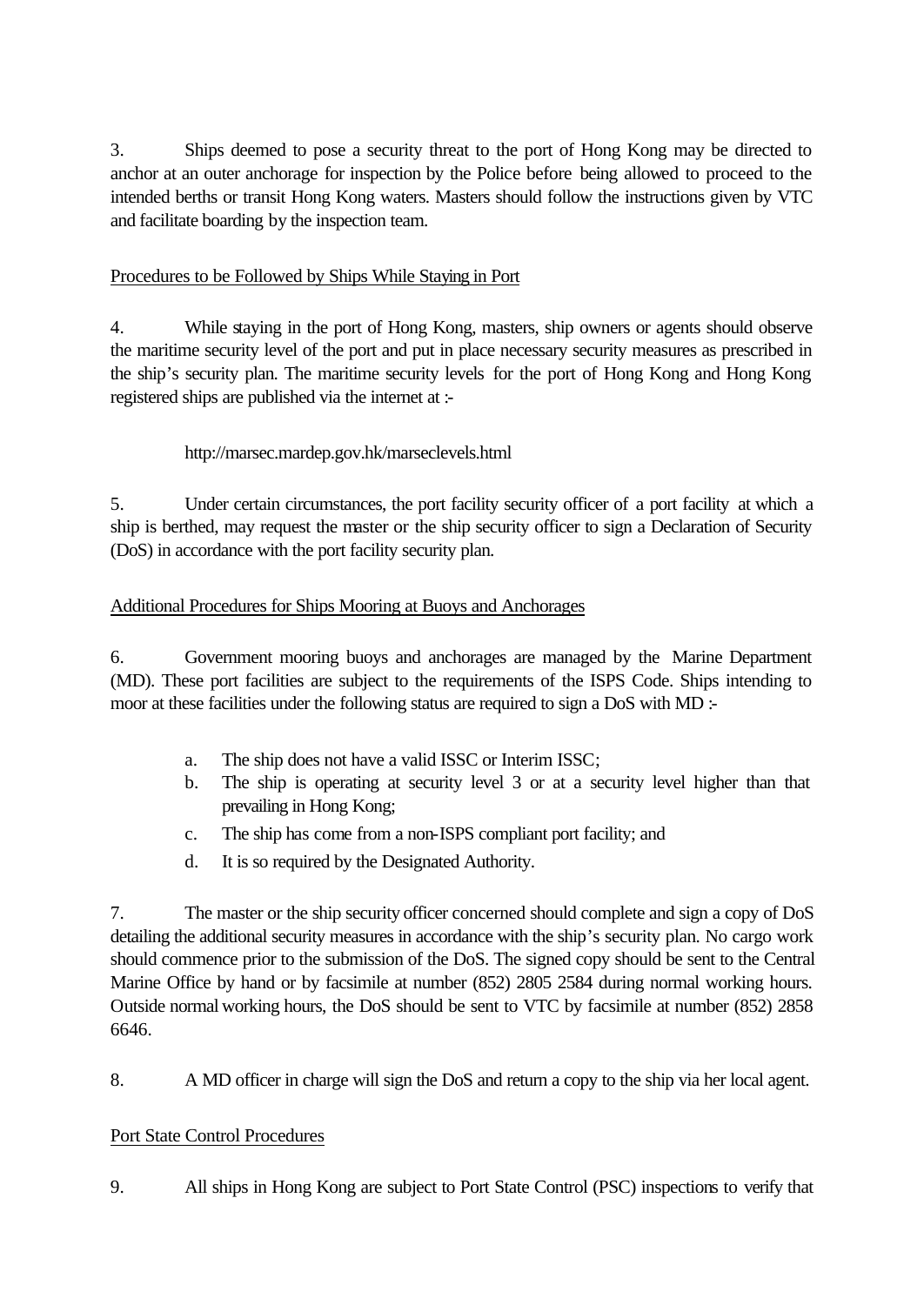3. Ships deemed to pose a security threat to the port of Hong Kong may be directed to anchor at an outer anchorage for inspection by the Police before being allowed to proceed to the intended berths or transit Hong Kong waters. Masters should follow the instructions given by VTC and facilitate boarding by the inspection team.

<u>Procedures to be Followed by Ships While Staying in Port</u>

4. While staying in the port of Hong Kong, masters, ship owners or agents should observe the maritime security level of the port and put in place necessary security measures as prescribed in the ship's security plan. The maritime security levels for the port of Hong Kong and Hong Kong registered ships are published via the internet at :-

http://marsec.mardep.gov.hk/marseclevels.html

5. Under certain circumstances, the port facility security officer of a port facility at which a ship is berthed, may request the master or the ship security officer to sign a Declaration of Security (DoS) in accordance with the port facility security plan.

<u>Additional Procedures for Ships Mooring at Buoys and Anchorages</u>

6. Government mooring buoys and anchorages are managed by the Marine Department (MD). These port facilities are subject to the requirements of the ISPS Code. Ships intending to moor at these facilities under the following status are required to sign a DoS with MD :-

a. The ship does not have a valid ISSC or Interim ISSC;
b. The ship is operating at security level 3 or at a security level higher than that prevailing in Hong Kong;
c. The ship has come from a non-ISPS compliant port facility; and
d. It is so required by the Designated Authority.

7. The master or the ship security officer concerned should complete and sign a copy of DoS detailing the additional security measures in accordance with the ship's security plan. No cargo work should commence prior to the submission of the DoS. The signed copy should be sent to the Central Marine Office by hand or by facsimile at number (852) 2805 2584 during normal working hours. Outside normal working hours, the DoS should be sent to VTC by facsimile at number (852) 2858 6646.

8. A MD officer in charge will sign the DoS and return a copy to the ship via her local agent.

<u>Port State Control Procedures</u>

9. All ships in Hong Kong are subject to Port State Control (PSC) inspections to verify that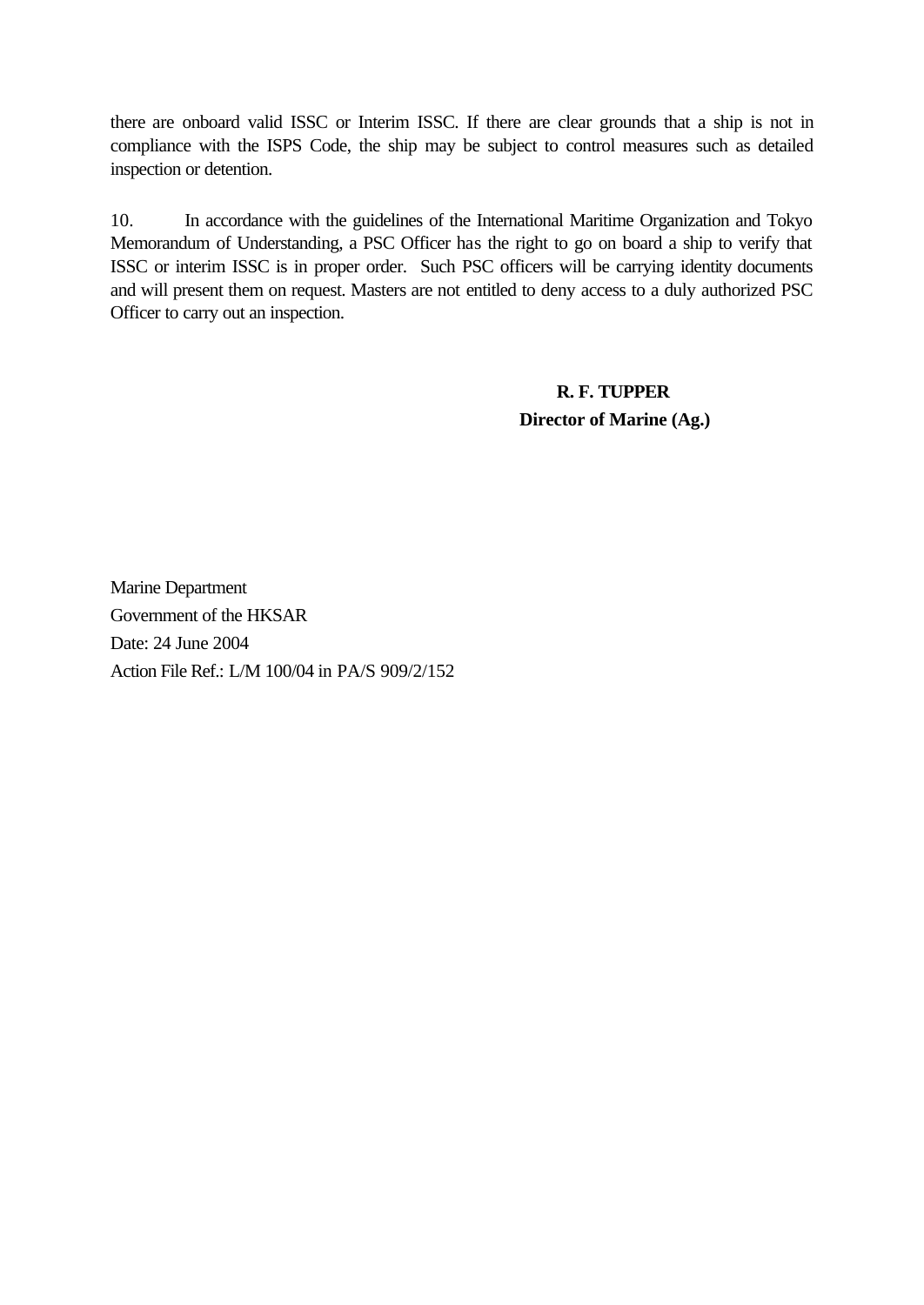there are onboard valid ISSC or Interim ISSC. If there are clear grounds that a ship is not in compliance with the ISPS Code, the ship may be subject to control measures such as detailed inspection or detention.

10. In accordance with the guidelines of the International Maritime Organization and Tokyo Memorandum of Understanding, a PSC Officer has the right to go on board a ship to verify that ISSC or interim ISSC is in proper order. Such PSC officers will be carrying identity documents and will present them on request. Masters are not entitled to deny access to a duly authorized PSC Officer to carry out an inspection.

**R. F. TUPPER**
**Director of Marine (Ag.)**

Marine Department
Government of the HKSAR
Date: 24 June 2004
Action File Ref.: L/M 100/04 in PA/S 909/2/152